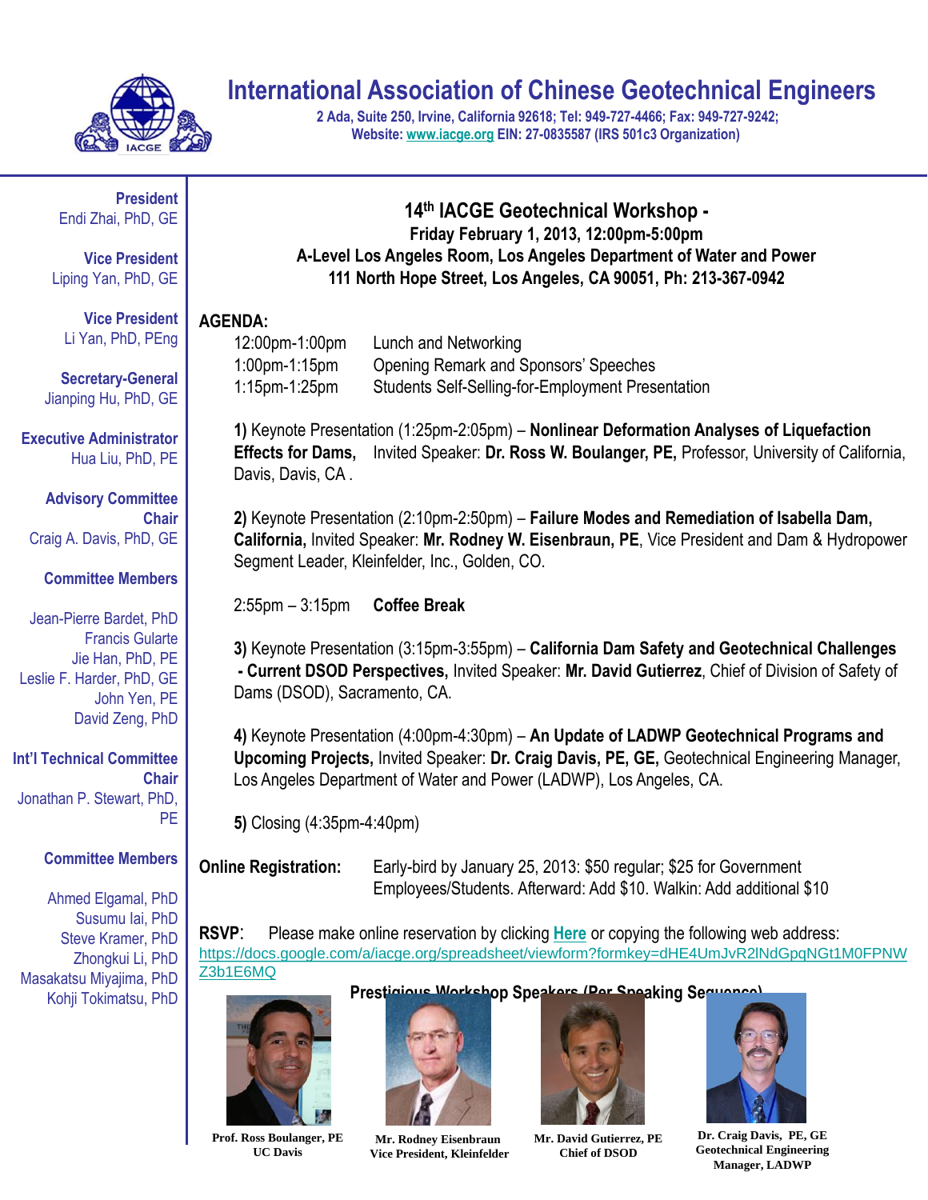# International Association of Chinese Geotechnical Engineers

**2 Ada, Suite 250, Irvine, California 92618; Tel: 949-727-4466; Fax: 949-727-9242;**
**Website: www.iacge.org EIN: 27-0835587 (IRS 501c3 Organization)**

**President**
Endi Zhai, PhD, GE

**Vice President**
Liping Yan, PhD, GE

**Vice President**
Li Yan, PhD, PEng

**Secretary-General**
Jianping Hu, PhD, GE

**Executive Administrator**
Hua Liu, PhD, PE

**Advisory Committee Chair**
Craig A. Davis, PhD, GE

**Committee Members**

Jean-Pierre Bardet, PhD
Francis Gularte
Jie Han, PhD, PE
Leslie F. Harder, PhD, GE
John Yen, PE
David Zeng, PhD

**Int'l Technical Committee Chair**
Jonathan P. Stewart, PhD, PE

**Committee Members**

Ahmed Elgamal, PhD
Susumu Iai, PhD
Steve Kramer, PhD
Zhongkui Li, PhD
Masakatsu Miyajima, PhD
Kohji Tokimatsu, PhD

## 14th IACGE Geotechnical Workshop -

**Friday February 1, 2013, 12:00pm-5:00pm**
**A-Level Los Angeles Room, Los Angeles Department of Water and Power**
**111 North Hope Street, Los Angeles, CA 90051, Ph: 213-367-0942**

**AGENDA:**

12:00pm-1:00pm Lunch and Networking
1:00pm-1:15pm Opening Remark and Sponsors' Speeches
1:15pm-1:25pm Students Self-Selling-for-Employment Presentation

**1)** Keynote Presentation (1:25pm-2:05pm) – **Nonlinear Deformation Analyses of Liquefaction Effects for Dams,** Invited Speaker: **Dr. Ross W. Boulanger, PE,** Professor, University of California, Davis, Davis, CA .

**2)** Keynote Presentation (2:10pm-2:50pm) – **Failure Modes and Remediation of Isabella Dam, California,** Invited Speaker: **Mr. Rodney W. Eisenbraun, PE**, Vice President and Dam & Hydropower Segment Leader, Kleinfelder, Inc., Golden, CO.

2:55pm – 3:15pm **Coffee Break**

**3)** Keynote Presentation (3:15pm-3:55pm) – **California Dam Safety and Geotechnical Challenges - Current DSOD Perspectives,** Invited Speaker: **Mr. David Gutierrez**, Chief of Division of Safety of Dams (DSOD), Sacramento, CA.

**4)** Keynote Presentation (4:00pm-4:30pm) – **An Update of LADWP Geotechnical Programs and Upcoming Projects,** Invited Speaker: **Dr. Craig Davis, PE, GE,** Geotechnical Engineering Manager, Los Angeles Department of Water and Power (LADWP), Los Angeles, CA.

**5)** Closing (4:35pm-4:40pm)

**Online Registration:** Early-bird by January 25, 2013: $50 regular; $25 for Government Employees/Students. Afterward: Add $10. Walkin: Add additional $10

**RSVP**: Please make online reservation by clicking **Here** or copying the following web address: https://docs.google.com/a/iacge.org/spreadsheet/viewform?formkey=dHE4UmJvR2lNdGpqNGt1M0FPNWZ3b1E6MQ

**Prestigious Workshop Speakers (Per Speaking Sequence)**

**Prof. Ross Boulanger, PE**
**UC Davis**

**Mr. Rodney Eisenbraun**
**Vice President, Kleinfelder**

**Mr. David Gutierrez, PE**
**Chief of DSOD**

**Dr. Craig Davis, PE, GE**
**Geotechnical Engineering Manager, LADWP**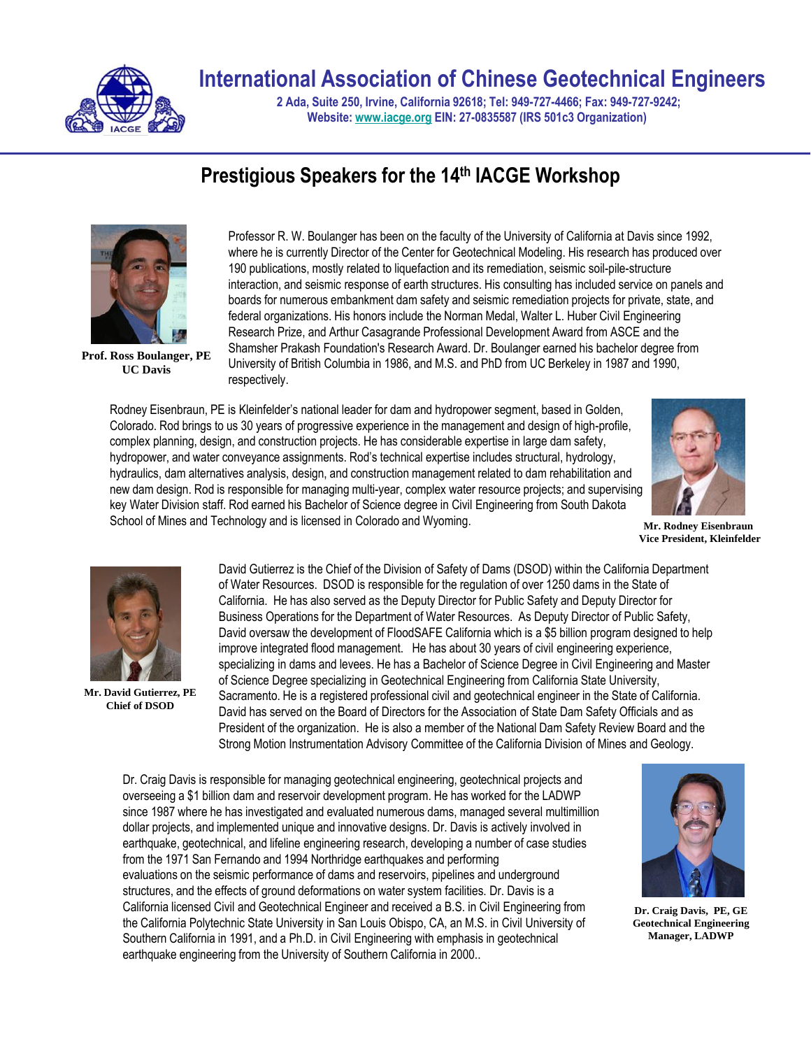# International Association of Chinese Geotechnical Engineers

**2 Ada, Suite 250, Irvine, California 92618; Tel: 949-727-4466; Fax: 949-727-9242;**
**Website: www.iacge.org EIN: 27-0835587 (IRS 501c3 Organization)**

## Prestigious Speakers for the 14th IACGE Workshop

**Prof. Ross Boulanger, PE**
**UC Davis**

Professor R. W. Boulanger has been on the faculty of the University of California at Davis since 1992, where he is currently Director of the Center for Geotechnical Modeling. His research has produced over 190 publications, mostly related to liquefaction and its remediation, seismic soil-pile-structure interaction, and seismic response of earth structures. His consulting has included service on panels and boards for numerous embankment dam safety and seismic remediation projects for private, state, and federal organizations. His honors include the Norman Medal, Walter L. Huber Civil Engineering Research Prize, and Arthur Casagrande Professional Development Award from ASCE and the Shamsher Prakash Foundation's Research Award. Dr. Boulanger earned his bachelor degree from University of British Columbia in 1986, and M.S. and PhD from UC Berkeley in 1987 and 1990, respectively.

Rodney Eisenbraun, PE is Kleinfelder's national leader for dam and hydropower segment, based in Golden, Colorado. Rod brings to us 30 years of progressive experience in the management and design of high-profile, complex planning, design, and construction projects. He has considerable expertise in large dam safety, hydropower, and water conveyance assignments. Rod's technical expertise includes structural, hydrology, hydraulics, dam alternatives analysis, design, and construction management related to dam rehabilitation and new dam design. Rod is responsible for managing multi-year, complex water resource projects; and supervising key Water Division staff. Rod earned his Bachelor of Science degree in Civil Engineering from South Dakota School of Mines and Technology and is licensed in Colorado and Wyoming.

**Mr. Rodney Eisenbraun**
**Vice President, Kleinfelder**

**Mr. David Gutierrez, PE**
**Chief of DSOD**

David Gutierrez is the Chief of the Division of Safety of Dams (DSOD) within the California Department of Water Resources. DSOD is responsible for the regulation of over 1250 dams in the State of California. He has also served as the Deputy Director for Public Safety and Deputy Director for Business Operations for the Department of Water Resources. As Deputy Director of Public Safety, David oversaw the development of FloodSAFE California which is a $5 billion program designed to help improve integrated flood management. He has about 30 years of civil engineering experience, specializing in dams and levees. He has a Bachelor of Science Degree in Civil Engineering and Master of Science Degree specializing in Geotechnical Engineering from California State University, Sacramento. He is a registered professional civil and geotechnical engineer in the State of California. David has served on the Board of Directors for the Association of State Dam Safety Officials and as President of the organization. He is also a member of the National Dam Safety Review Board and the Strong Motion Instrumentation Advisory Committee of the California Division of Mines and Geology.

Dr. Craig Davis is responsible for managing geotechnical engineering, geotechnical projects and overseeing a $1 billion dam and reservoir development program. He has worked for the LADWP since 1987 where he has investigated and evaluated numerous dams, managed several multimillion dollar projects, and implemented unique and innovative designs. Dr. Davis is actively involved in earthquake, geotechnical, and lifeline engineering research, developing a number of case studies from the 1971 San Fernando and 1994 Northridge earthquakes and performing evaluations on the seismic performance of dams and reservoirs, pipelines and underground structures, and the effects of ground deformations on water system facilities. Dr. Davis is a California licensed Civil and Geotechnical Engineer and received a B.S. in Civil Engineering from the California Polytechnic State University in San Louis Obispo, CA, an M.S. in Civil University of Southern California in 1991, and a Ph.D. in Civil Engineering with emphasis in geotechnical earthquake engineering from the University of Southern California in 2000..

**Dr. Craig Davis, PE, GE**
**Geotechnical Engineering**
**Manager, LADWP**